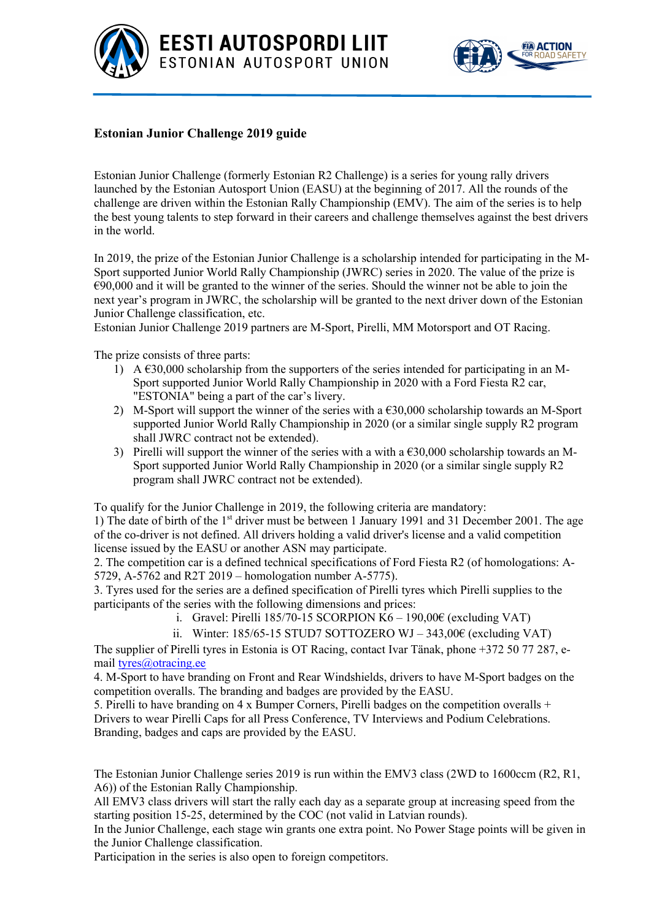EESTI AUTOSPORDI LIIT
ESTONIAN AUTOSPORT UNION

## Estonian Junior Challenge 2019 guide

Estonian Junior Challenge (formerly Estonian R2 Challenge) is a series for young rally drivers launched by the Estonian Autosport Union (EASU) at the beginning of 2017. All the rounds of the challenge are driven within the Estonian Rally Championship (EMV). The aim of the series is to help the best young talents to step forward in their careers and challenge themselves against the best drivers in the world.

In 2019, the prize of the Estonian Junior Challenge is a scholarship intended for participating in the M-Sport supported Junior World Rally Championship (JWRC) series in 2020. The value of the prize is €90,000 and it will be granted to the winner of the series. Should the winner not be able to join the next year's program in JWRC, the scholarship will be granted to the next driver down of the Estonian Junior Challenge classification, etc.
Estonian Junior Challenge 2019 partners are M-Sport, Pirelli, MM Motorsport and OT Racing.

The prize consists of three parts:

1) A €30,000 scholarship from the supporters of the series intended for participating in an M-Sport supported Junior World Rally Championship in 2020 with a Ford Fiesta R2 car, "ESTONIA" being a part of the car's livery.
2) M-Sport will support the winner of the series with a €30,000 scholarship towards an M-Sport supported Junior World Rally Championship in 2020 (or a similar single supply R2 program shall JWRC contract not be extended).
3) Pirelli will support the winner of the series with a with a €30,000 scholarship towards an M-Sport supported Junior World Rally Championship in 2020 (or a similar single supply R2 program shall JWRC contract not be extended).

To qualify for the Junior Challenge in 2019, the following criteria are mandatory:
1) The date of birth of the 1st driver must be between 1 January 1991 and 31 December 2001. The age of the co-driver is not defined. All drivers holding a valid driver's license and a valid competition license issued by the EASU or another ASN may participate.
2. The competition car is a defined technical specifications of Ford Fiesta R2 (of homologations: A-5729, A-5762 and R2T 2019 – homologation number A-5775).
3. Tyres used for the series are a defined specification of Pirelli tyres which Pirelli supplies to the participants of the series with the following dimensions and prices:

i. Gravel: Pirelli 185/70-15 SCORPION K6 – 190,00€ (excluding VAT)
ii. Winter: 185/65-15 STUD7 SOTTOZERO WJ – 343,00€ (excluding VAT)

The supplier of Pirelli tyres in Estonia is OT Racing, contact Ivar Tänak, phone +372 50 77 287, e-mail tyres@otracing.ee
4. M-Sport to have branding on Front and Rear Windshields, drivers to have M-Sport badges on the competition overalls. The branding and badges are provided by the EASU.
5. Pirelli to have branding on 4 x Bumper Corners, Pirelli badges on the competition overalls + Drivers to wear Pirelli Caps for all Press Conference, TV Interviews and Podium Celebrations. Branding, badges and caps are provided by the EASU.

The Estonian Junior Challenge series 2019 is run within the EMV3 class (2WD to 1600ccm (R2, R1, A6)) of the Estonian Rally Championship.
All EMV3 class drivers will start the rally each day as a separate group at increasing speed from the starting position 15-25, determined by the COC (not valid in Latvian rounds).
In the Junior Challenge, each stage win grants one extra point. No Power Stage points will be given in the Junior Challenge classification.
Participation in the series is also open to foreign competitors.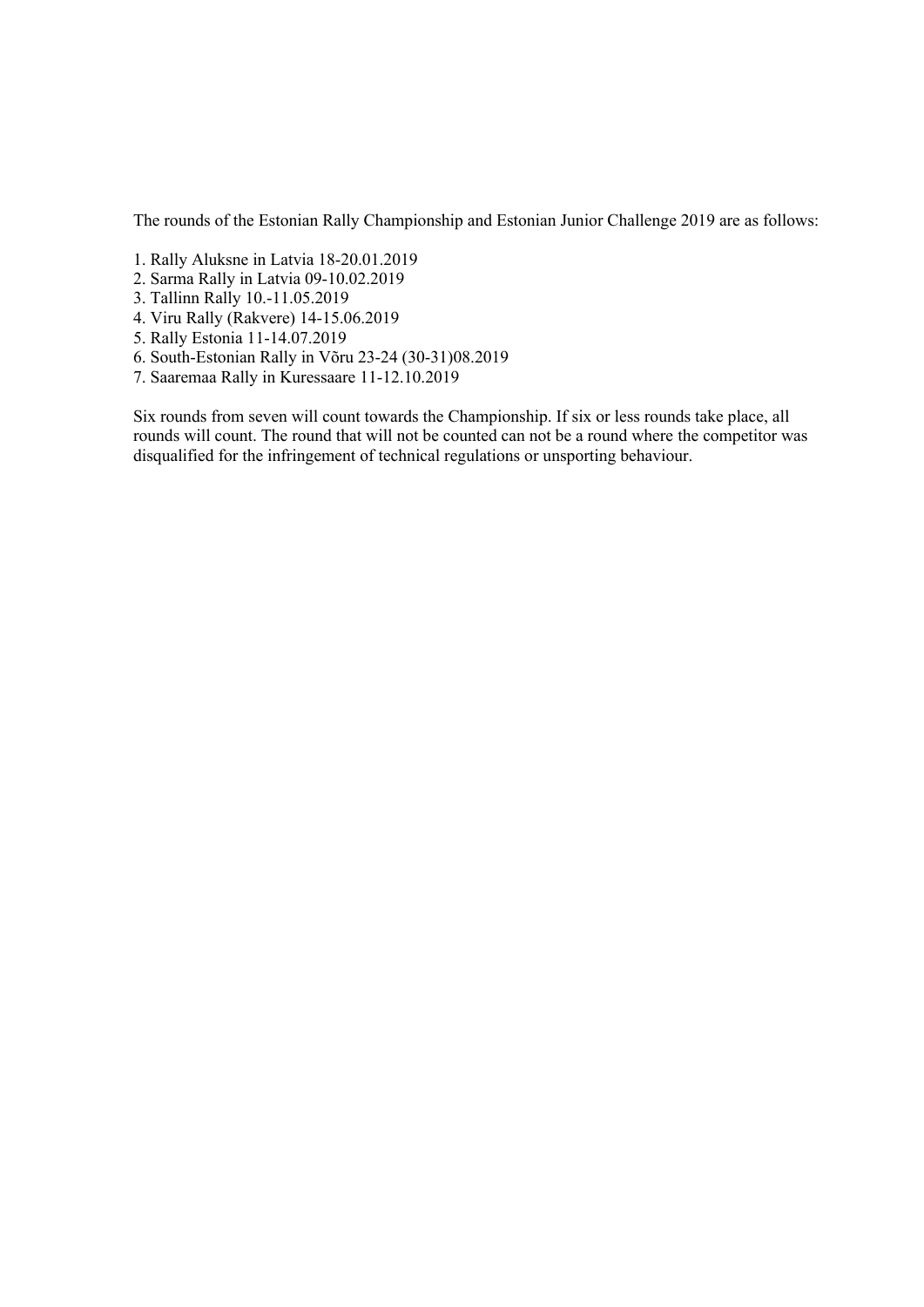The rounds of the Estonian Rally Championship and Estonian Junior Challenge 2019 are as follows:

1. Rally Aluksne in Latvia 18-20.01.2019
2. Sarma Rally in Latvia 09-10.02.2019
3. Tallinn Rally 10.-11.05.2019
4. Viru Rally (Rakvere) 14-15.06.2019
5. Rally Estonia 11-14.07.2019
6. South-Estonian Rally in Võru 23-24 (30-31)08.2019
7. Saaremaa Rally in Kuressaare 11-12.10.2019

Six rounds from seven will count towards the Championship. If six or less rounds take place, all rounds will count. The round that will not be counted can not be a round where the competitor was disqualified for the infringement of technical regulations or unsporting behaviour.